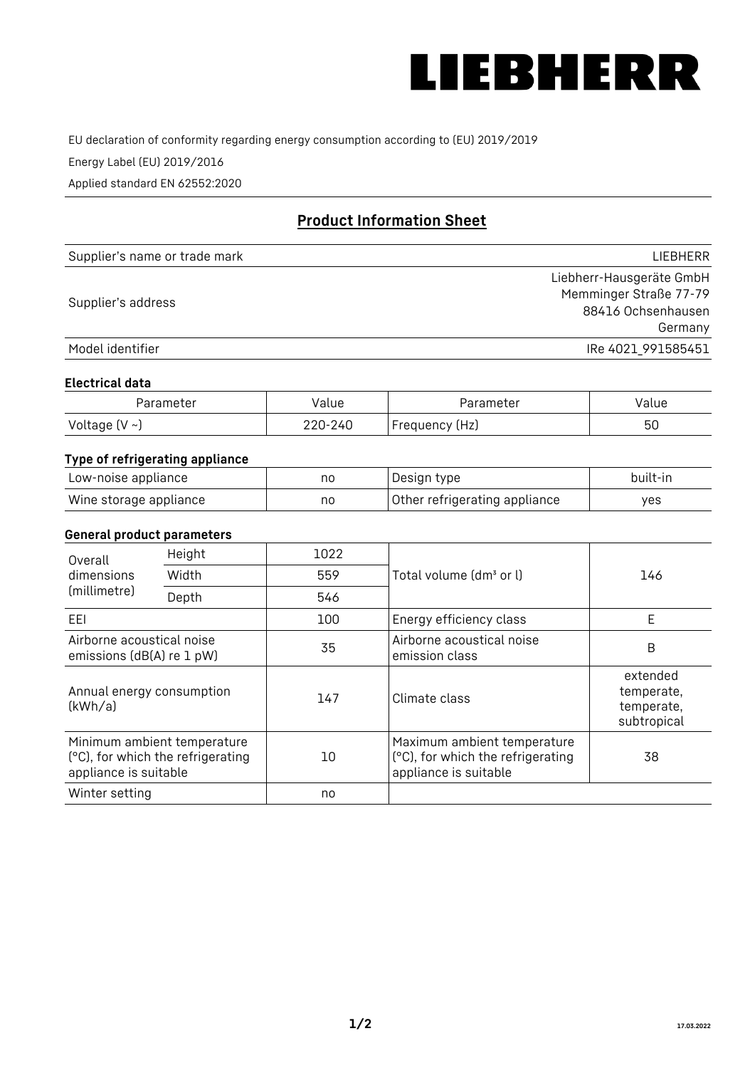LIEBHERR

EU declaration of conformity regarding energy consumption according to (EU) 2019/2019

Energy Label (EU) 2019/2016

Applied standard EN 62552:2020

## Product Information Sheet

| | |
|---|---|
| Supplier's name or trade mark | LIEBHERR |
| Supplier's address | Liebherr-Hausgeräte GmbH<br>Memminger Straße 77-79<br>88416 Ochsenhausen<br>Germany |
| Model identifier | IRe 4021_991585451 |

### Electrical data

| Parameter | Value | Parameter | Value |
|---|---|---|---|
| Voltage (V ~) | 220-240 | Frequency (Hz) | 50 |

### Type of refrigerating appliance

| | | | |
|---|---|---|---|
| Low-noise appliance | no | Design type | built-in |
| Wine storage appliance | no | Other refrigerating appliance | yes |

### General product parameters

| | | | | |
|---|---|---|---|---|
| Overall dimensions (millimetre) | Height | 1022 | Total volume (dm³ or l) | 146 |
| | Width | 559 | | |
| | Depth | 546 | | |
| EEI | | 100 | Energy efficiency class | E |
| Airborne acoustical noise emissions (dB(A) re 1 pW) | | 35 | Airborne acoustical noise emission class | B |
| Annual energy consumption (kWh/a) | | 147 | Climate class | extended temperate, temperate, subtropical |
| Minimum ambient temperature (°C), for which the refrigerating appliance is suitable | | 10 | Maximum ambient temperature (°C), for which the refrigerating appliance is suitable | 38 |
| Winter setting | | no | | |

17.03.2022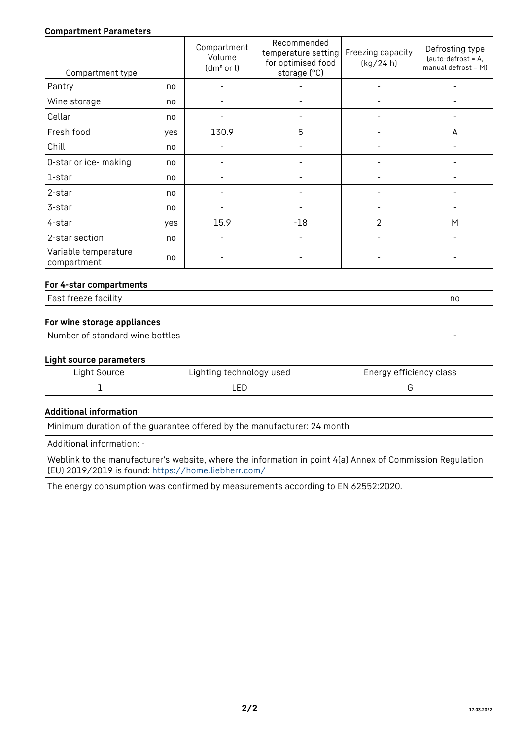**Compartment Parameters**

| Compartment type | | Compartment Volume (dm³ or l) | Recommended temperature setting for optimised food storage (°C) | Freezing capacity (kg/24 h) | Defrosting type (auto-defrost = A, manual defrost = M) |
|---|---|---|---|---|---|
| Pantry | no | - | - | - | - |
| Wine storage | no | - | - | - | - |
| Cellar | no | - | - | - | - |
| Fresh food | yes | 130.9 | 5 | - | A |
| Chill | no | - | - | - | - |
| 0-star or ice- making | no | - | - | - | - |
| 1-star | no | - | - | - | - |
| 2-star | no | - | - | - | - |
| 3-star | no | - | - | - | - |
| 4-star | yes | 15.9 | -18 | 2 | M |
| 2-star section | no | - | - | - | - |
| Variable temperature compartment | no | - | - | - | - |

**For 4-star compartments**

| | |
|---|---|
| Fast freeze facility | no |

**For wine storage appliances**

| | |
|---|---|
| Number of standard wine bottles | - |

**Light source parameters**

| Light Source | Lighting technology used | Energy efficiency class |
|---|---|---|
| 1 | LED | G |

**Additional information**

Minimum duration of the guarantee offered by the manufacturer: 24 month

Additional information: -

Weblink to the manufacturer's website, where the information in point 4(a) Annex of Commission Regulation (EU) 2019/2019 is found: https://home.liebherr.com/

The energy consumption was confirmed by measurements according to EN 62552:2020.

17.03.2022